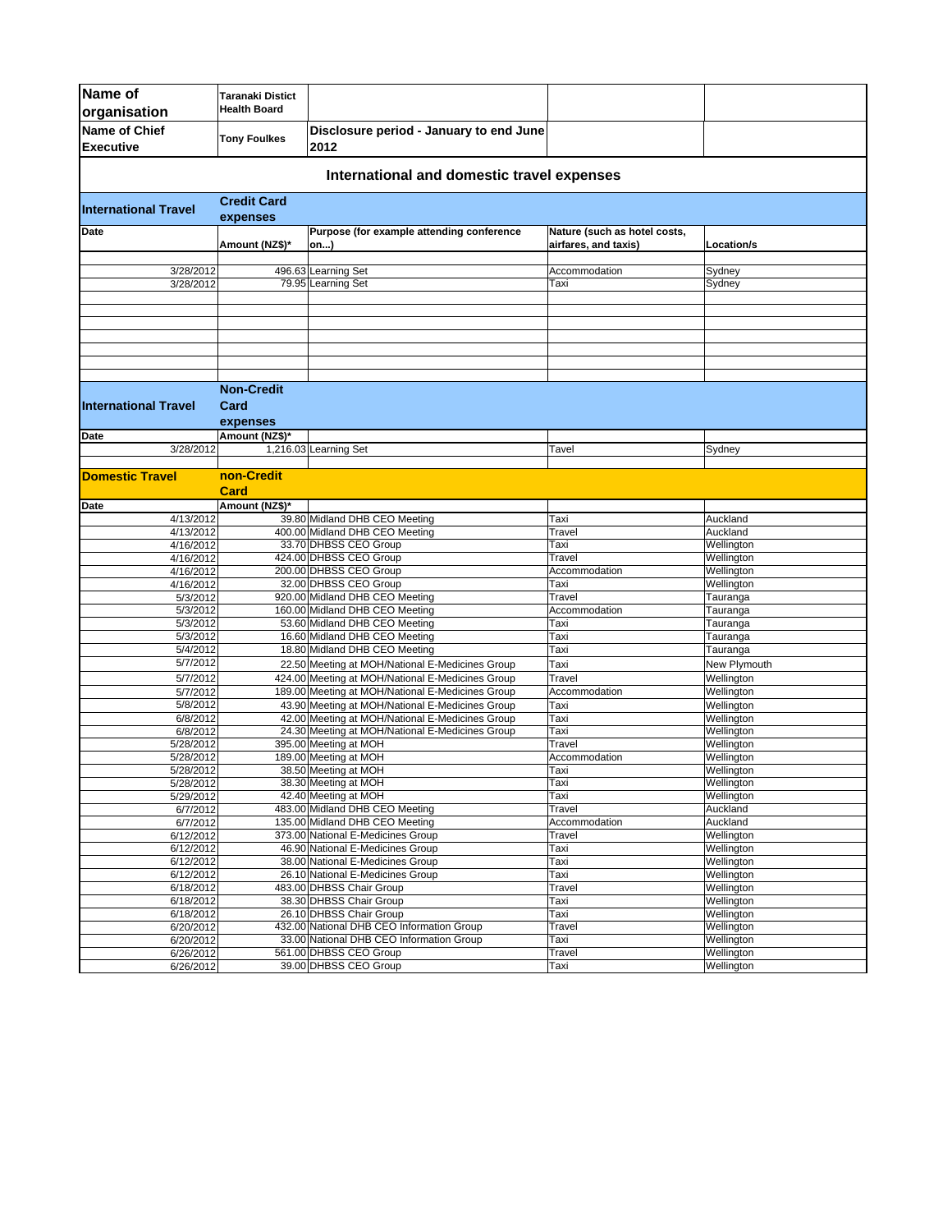| Name of organisation | Taranaki Distict Health Board | | | |
|---|---|---|---|---|
| Name of Chief Executive | Tony Foulkes | Disclosure period - January to end June 2012 | | |

## International and domestic travel expenses

### International Travel — Credit Card expenses

| Date | Amount (NZ$)* | Purpose (for example attending conference on...) | Nature (such as hotel costs, airfares, and taxis) | Location/s |
|---|---|---|---|---|
| 3/28/2012 | 496.63 | Learning Set | Accommodation | Sydney |
| 3/28/2012 | 79.95 | Learning Set | Taxi | Sydney |

### International Travel — Non-Credit Card expenses

| Date | Amount (NZ$)* | | | |
|---|---|---|---|---|
| 3/28/2012 | 1,216.03 | Learning Set | Tavel | Sydney |

### Domestic Travel — non-Credit Card

| Date | Amount (NZ$)* | | | |
|---|---|---|---|---|
| 4/13/2012 | 39.80 | Midland DHB CEO Meeting | Taxi | Auckland |
| 4/13/2012 | 400.00 | Midland DHB CEO Meeting | Travel | Auckland |
| 4/16/2012 | 33.70 | DHBSS CEO Group | Taxi | Wellington |
| 4/16/2012 | 424.00 | DHBSS CEO Group | Travel | Wellington |
| 4/16/2012 | 200.00 | DHBSS CEO Group | Accommodation | Wellington |
| 4/16/2012 | 32.00 | DHBSS CEO Group | Taxi | Wellington |
| 5/3/2012 | 920.00 | Midland DHB CEO Meeting | Travel | Tauranga |
| 5/3/2012 | 160.00 | Midland DHB CEO Meeting | Accommodation | Tauranga |
| 5/3/2012 | 53.60 | Midland DHB CEO Meeting | Taxi | Tauranga |
| 5/3/2012 | 16.60 | Midland DHB CEO Meeting | Taxi | Tauranga |
| 5/4/2012 | 18.80 | Midland DHB CEO Meeting | Taxi | Tauranga |
| 5/7/2012 | 22.50 | Meeting at MOH/National E-Medicines Group | Taxi | New Plymouth |
| 5/7/2012 | 424.00 | Meeting at MOH/National E-Medicines Group | Travel | Wellington |
| 5/7/2012 | 189.00 | Meeting at MOH/National E-Medicines Group | Accommodation | Wellington |
| 5/8/2012 | 43.90 | Meeting at MOH/National E-Medicines Group | Taxi | Wellington |
| 6/8/2012 | 42.00 | Meeting at MOH/National E-Medicines Group | Taxi | Wellington |
| 6/8/2012 | 24.30 | Meeting at MOH/National E-Medicines Group | Taxi | Wellington |
| 5/28/2012 | 395.00 | Meeting at MOH | Travel | Wellington |
| 5/28/2012 | 189.00 | Meeting at MOH | Accommodation | Wellington |
| 5/28/2012 | 38.50 | Meeting at MOH | Taxi | Wellington |
| 5/28/2012 | 38.30 | Meeting at MOH | Taxi | Wellington |
| 5/29/2012 | 42.40 | Meeting at MOH | Taxi | Wellington |
| 6/7/2012 | 483.00 | Midland DHB CEO Meeting | Travel | Auckland |
| 6/7/2012 | 135.00 | Midland DHB CEO Meeting | Accommodation | Auckland |
| 6/12/2012 | 373.00 | National E-Medicines Group | Travel | Wellington |
| 6/12/2012 | 46.90 | National E-Medicines Group | Taxi | Wellington |
| 6/12/2012 | 38.00 | National E-Medicines Group | Taxi | Wellington |
| 6/12/2012 | 26.10 | National E-Medicines Group | Taxi | Wellington |
| 6/18/2012 | 483.00 | DHBSS Chair Group | Travel | Wellington |
| 6/18/2012 | 38.30 | DHBSS Chair Group | Taxi | Wellington |
| 6/18/2012 | 26.10 | DHBSS Chair Group | Taxi | Wellington |
| 6/20/2012 | 432.00 | National DHB CEO Information Group | Travel | Wellington |
| 6/20/2012 | 33.00 | National DHB CEO Information Group | Taxi | Wellington |
| 6/26/2012 | 561.00 | DHBSS CEO Group | Travel | Wellington |
| 6/26/2012 | 39.00 | DHBSS CEO Group | Taxi | Wellington |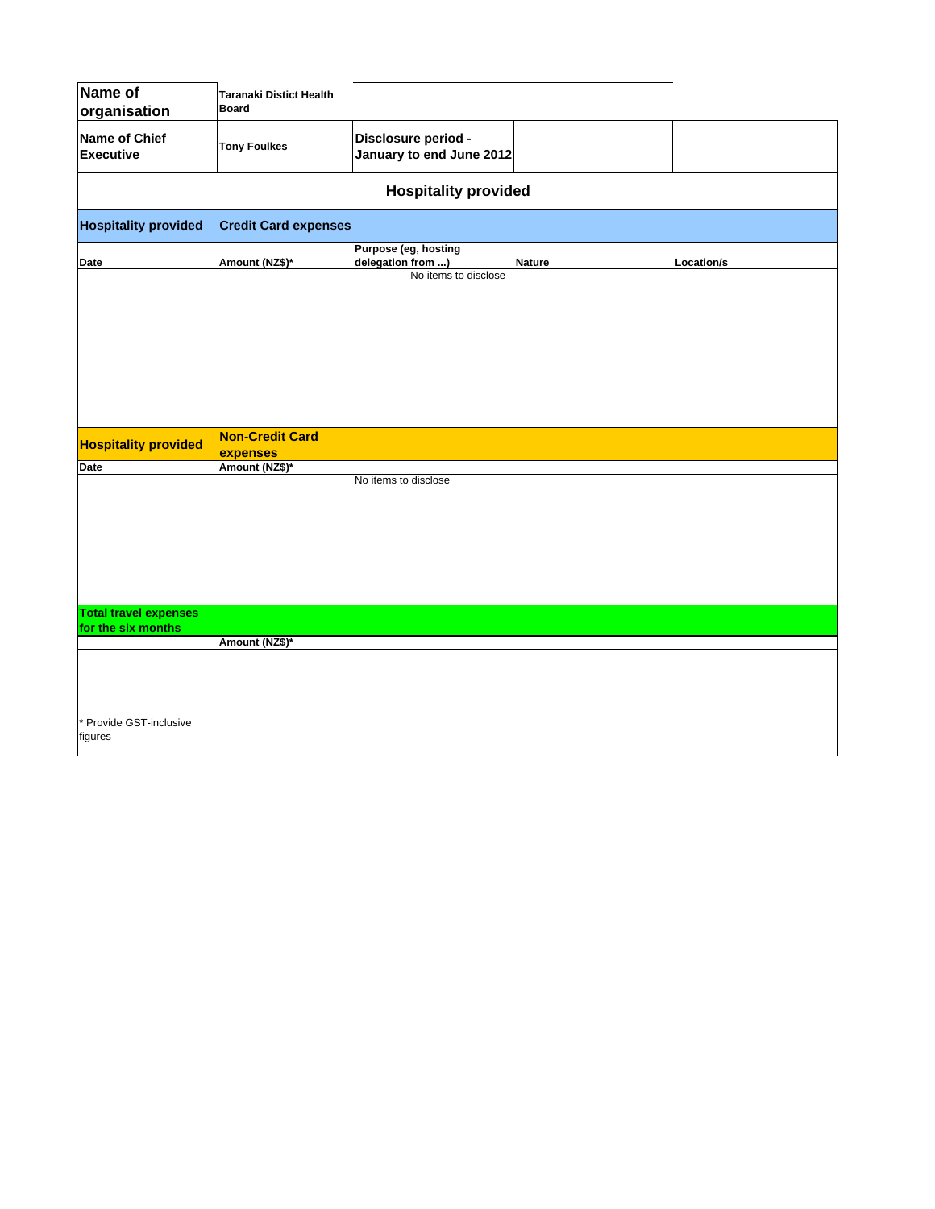| Name of organisation | Taranaki Distict Health Board | | | |
|---|---|---|---|---|
| Name of Chief Executive | Tony Foulkes | Disclosure period - January to end June 2012 | | |

## Hospitality provided

**Hospitality provided** — **Credit Card expenses**

| Date | Amount (NZ$)* | Purpose (eg, hosting delegation from ...) | Nature | Location/s |
|---|---|---|---|---|
| | | No items to disclose | | |

**Hospitality provided** — **Non-Credit Card expenses**

| Date | Amount (NZ$)* | |
|---|---|---|
| | | No items to disclose |

**Total travel expenses for the six months**

| | Amount (NZ$)* |
|---|---|
| | |

* Provide GST-inclusive figures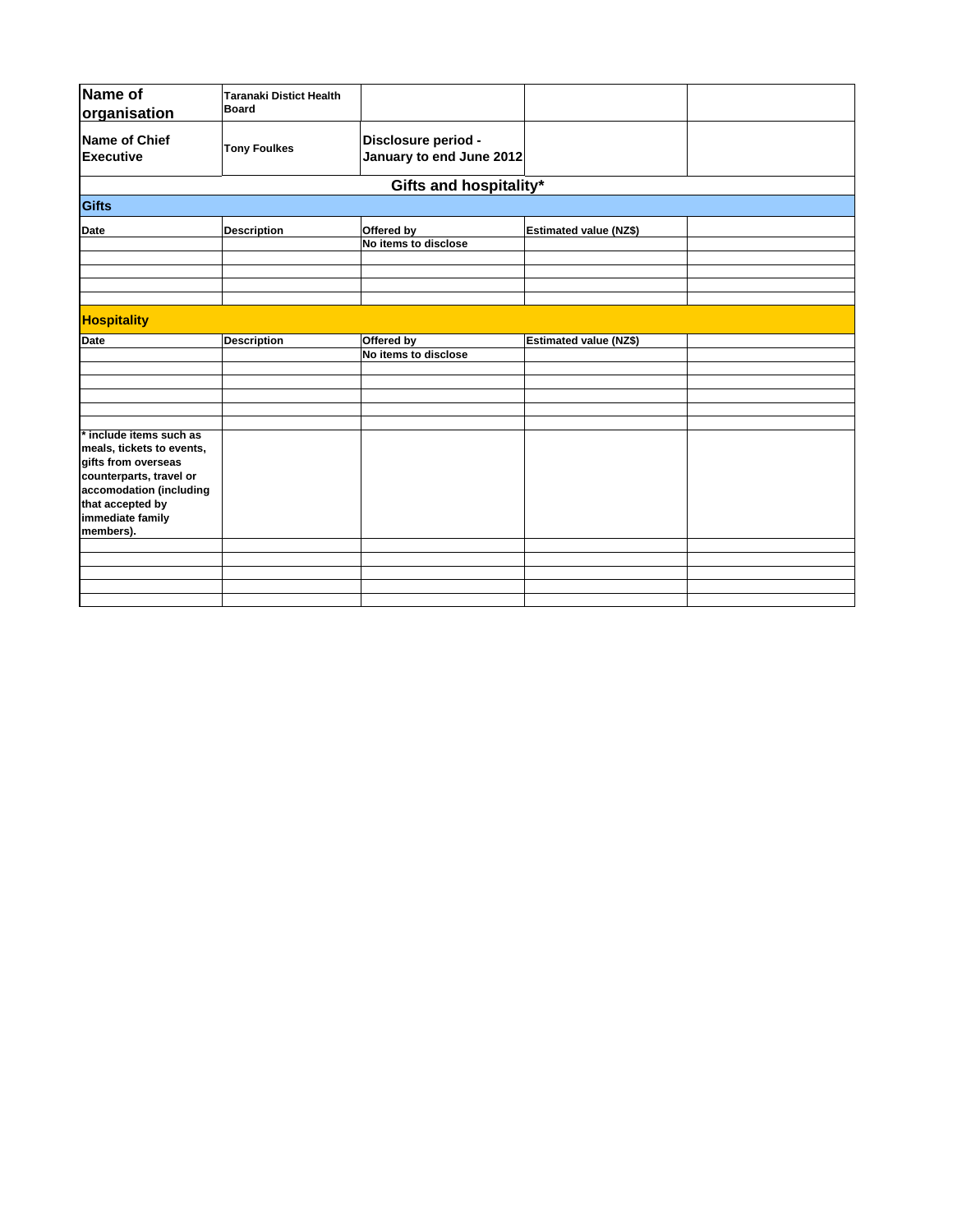| Name of organisation | Taranaki Distict Health Board | | | |
|---|---|---|---|---|
| Name of Chief Executive | Tony Foulkes | Disclosure period - January to end June 2012 | | |

## Gifts and hospitality*

### Gifts

| Date | Description | Offered by | Estimated value (NZ$) | |
|---|---|---|---|---|
| | | No items to disclose | | |

### Hospitality

| Date | Description | Offered by | Estimated value (NZ$) | |
|---|---|---|---|---|
| | | No items to disclose | | |

**\* include items such as meals, tickets to events, gifts from overseas counterparts, travel or accomodation (including that accepted by immediate family members).**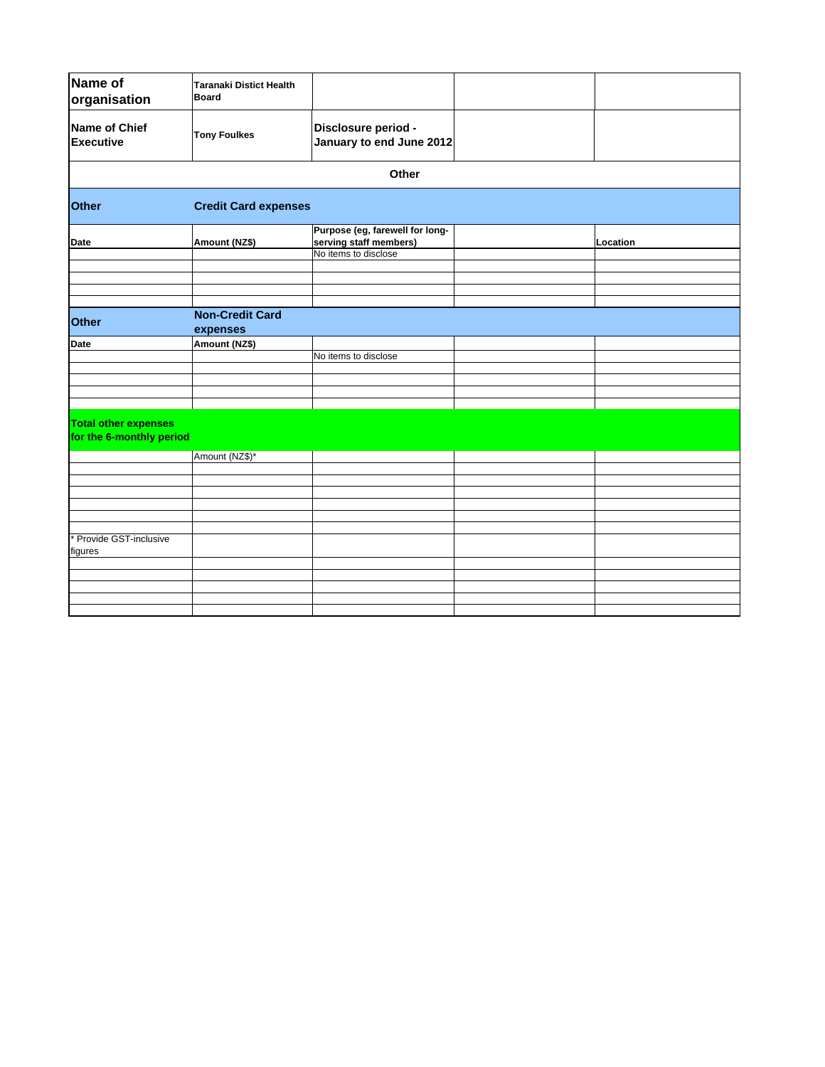| | | | | |
|---|---|---|---|---|
| **Name of organisation** | **Taranaki Distict Health Board** | | | |
| **Name of Chief Executive** | **Tony Foulkes** | **Disclosure period - January to end June 2012** | | |
| | | **Other** | | |
| **Other** | **Credit Card expenses** | | | |
| **Date** | **Amount (NZ$)** | **Purpose (eg, farewell for long-serving staff members)** | | **Location** |
| | | No items to disclose | | |
| **Other** | **Non-Credit Card expenses** | | | |
| **Date** | **Amount (NZ$)** | | | |
| | | No items to disclose | | |
| **Total other expenses for the 6-monthly period** | | | | |
| | Amount (NZ$)* | | | |
| * Provide GST-inclusive figures | | | | |